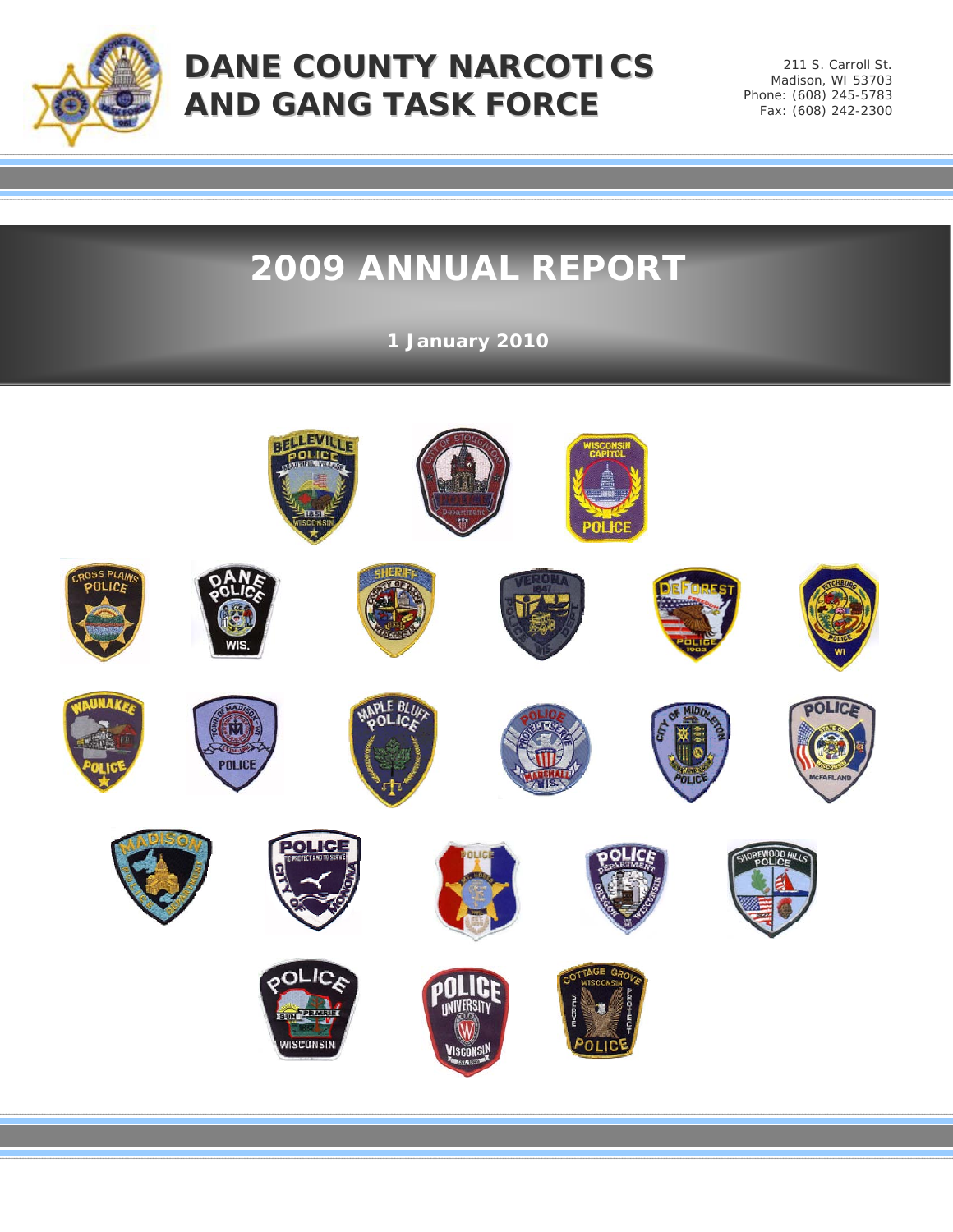# DANE COUNTY NARCOTICS AND GANG TASK FORCE

211 S. Carroll St.
Madison, WI 53703
Phone: (608) 245-5783
Fax: (608) 242-2300

## 2009 ANNUAL REPORT

**1 January 2010**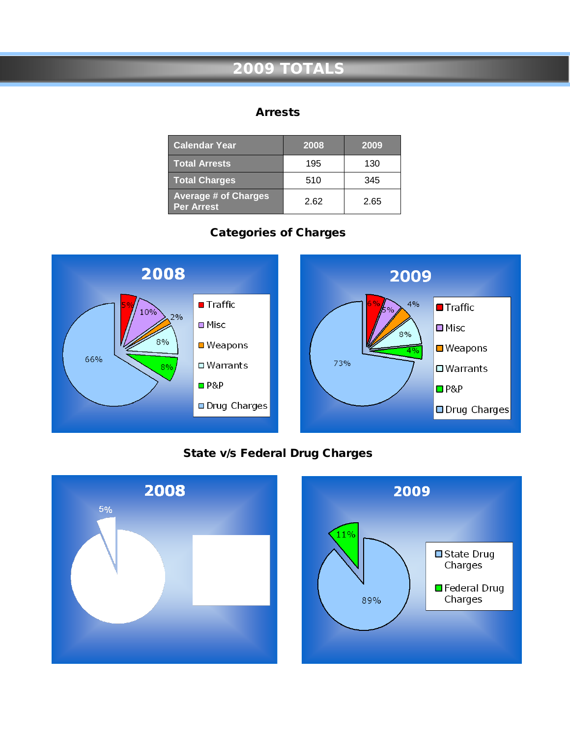# 2009 TOTALS

## Arrests

| Calendar Year | 2008 | 2009 |
|---|---|---|
| Total Arrests | 195 | 130 |
| Total Charges | 510 | 345 |
| Average # of Charges Per Arrest | 2.62 | 2.65 |

## Categories of Charges

**2008**

- Traffic: 5%
- Misc: 10%
- Weapons: 2%
- Warrants: 8%
- P&P: 8%
- Drug Charges: 66%

**2009**

- Traffic: 6%
- Misc: 5%
- Weapons: 4%
- Warrants: 8%
- P&P: 4%
- Drug Charges: 73%

## State v/s Federal Drug Charges

**2008**

5%

**2009**

- State Drug Charges: 89%
- Federal Drug Charges: 11%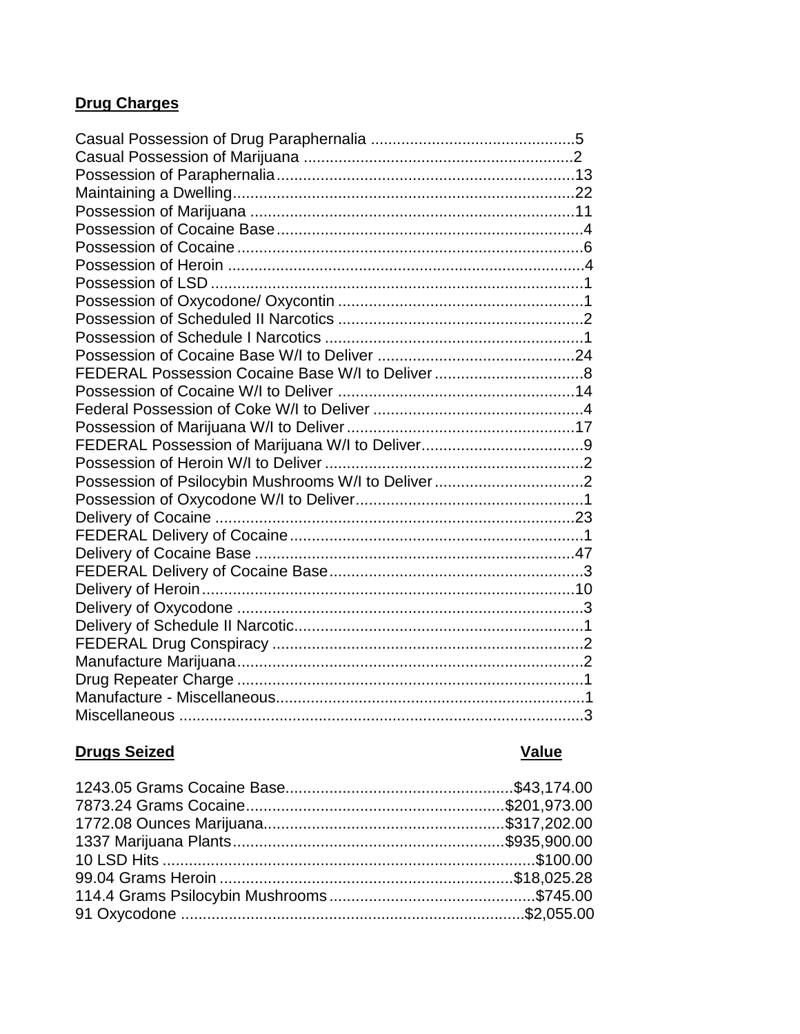**Drug Charges**

| Charge | Count |
| --- | --- |
| Casual Possession of Drug Paraphernalia | 5 |
| Casual Possession of Marijuana | 2 |
| Possession of Paraphernalia | 13 |
| Maintaining a Dwelling | 22 |
| Possession of Marijuana | 11 |
| Possession of Cocaine Base | 4 |
| Possession of Cocaine | 6 |
| Possession of Heroin | 4 |
| Possession of LSD | 1 |
| Possession of Oxycodone/ Oxycontin | 1 |
| Possession of Scheduled II Narcotics | 2 |
| Possession of Schedule I Narcotics | 1 |
| Possession of Cocaine Base W/I to Deliver | 24 |
| FEDERAL Possession Cocaine Base W/I to Deliver | 8 |
| Possession of Cocaine W/I to Deliver | 14 |
| Federal Possession of Coke W/I to Deliver | 4 |
| Possession of Marijuana W/I to Deliver | 17 |
| FEDERAL Possession of Marijuana W/I to Deliver | 9 |
| Possession of Heroin W/I to Deliver | 2 |
| Possession of Psilocybin Mushrooms W/I to Deliver | 2 |
| Possession of Oxycodone W/I to Deliver | 1 |
| Delivery of Cocaine | 23 |
| FEDERAL Delivery of Cocaine | 1 |
| Delivery of Cocaine Base | 47 |
| FEDERAL Delivery of Cocaine Base | 3 |
| Delivery of Heroin | 10 |
| Delivery of Oxycodone | 3 |
| Delivery of Schedule II Narcotic | 1 |
| FEDERAL Drug Conspiracy | 2 |
| Manufacture Marijuana | 2 |
| Drug Repeater Charge | 1 |
| Manufacture - Miscellaneous | 1 |
| Miscellaneous | 3 |

| **Drugs Seized** | **Value** |
| --- | --- |
| 1243.05 Grams Cocaine Base | $43,174.00 |
| 7873.24 Grams Cocaine | $201,973.00 |
| 1772.08 Ounces Marijuana | $317,202.00 |
| 1337 Marijuana Plants | $935,900.00 |
| 10 LSD Hits | $100.00 |
| 99.04 Grams Heroin | $18,025.28 |
| 114.4 Grams Psilocybin Mushrooms | $745.00 |
| 91 Oxycodone | $2,055.00 |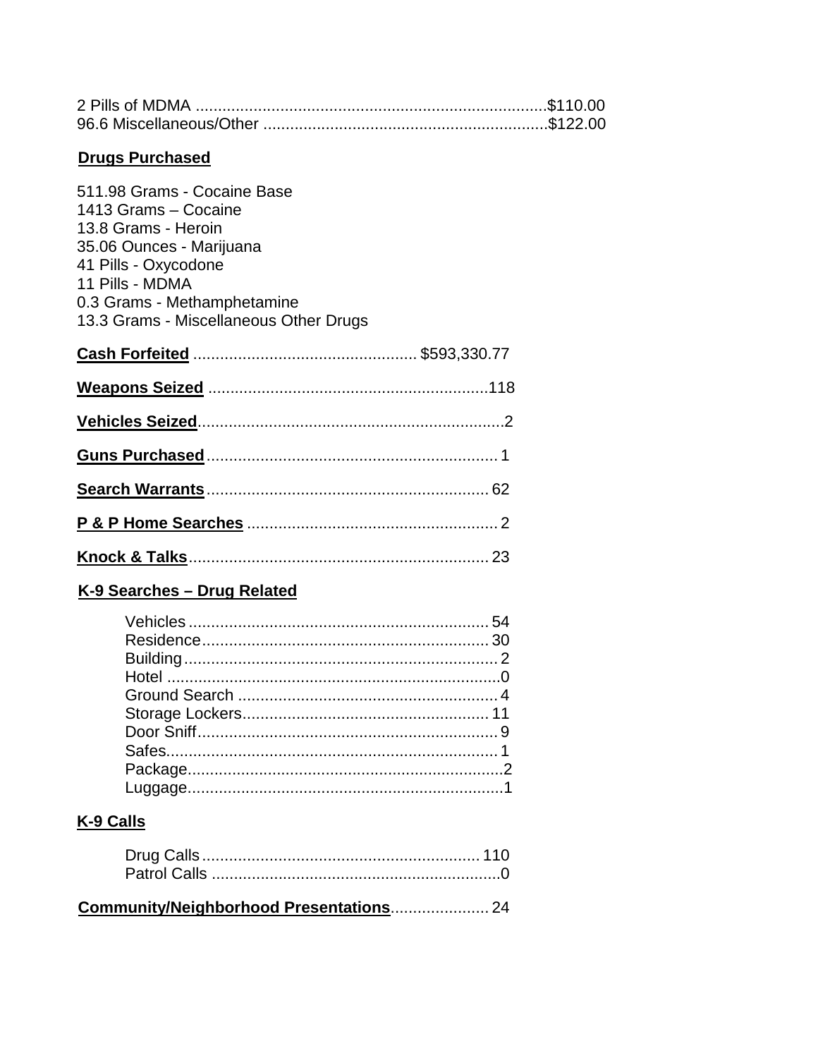2 Pills of MDMA ..............................................................................$110.00
96.6 Miscellaneous/Other ...............................................................$122.00

**Drugs Purchased**

511.98 Grams - Cocaine Base
1413 Grams – Cocaine
13.8 Grams - Heroin
35.06 Ounces - Marijuana
41 Pills - Oxycodone
11 Pills - MDMA
0.3 Grams - Methamphetamine
13.3 Grams - Miscellaneous Other Drugs

**Cash Forfeited** ................................................. $593,330.77

**Weapons Seized** .............................................................118

**Vehicles Seized**....................................................................2

**Guns Purchased**................................................................ 1

**Search Warrants**.............................................................. 62

**P & P Home Searches** ....................................................... 2

**Knock & Talks**.................................................................. 23

**K-9 Searches – Drug Related**

- Vehicles ................................................................. 54
- Residence............................................................... 30
- Building..................................................................... 2
- Hotel ..........................................................................0
- Ground Search ......................................................... 4
- Storage Lockers...................................................... 11
- Door Sniff.................................................................. 9
- Safes......................................................................... 1
- Package.....................................................................2
- Luggage.....................................................................1

**K-9 Calls**

- Drug Calls.............................................................. 110
- Patrol Calls ................................................................0

**Community/Neighborhood Presentations**..................... 24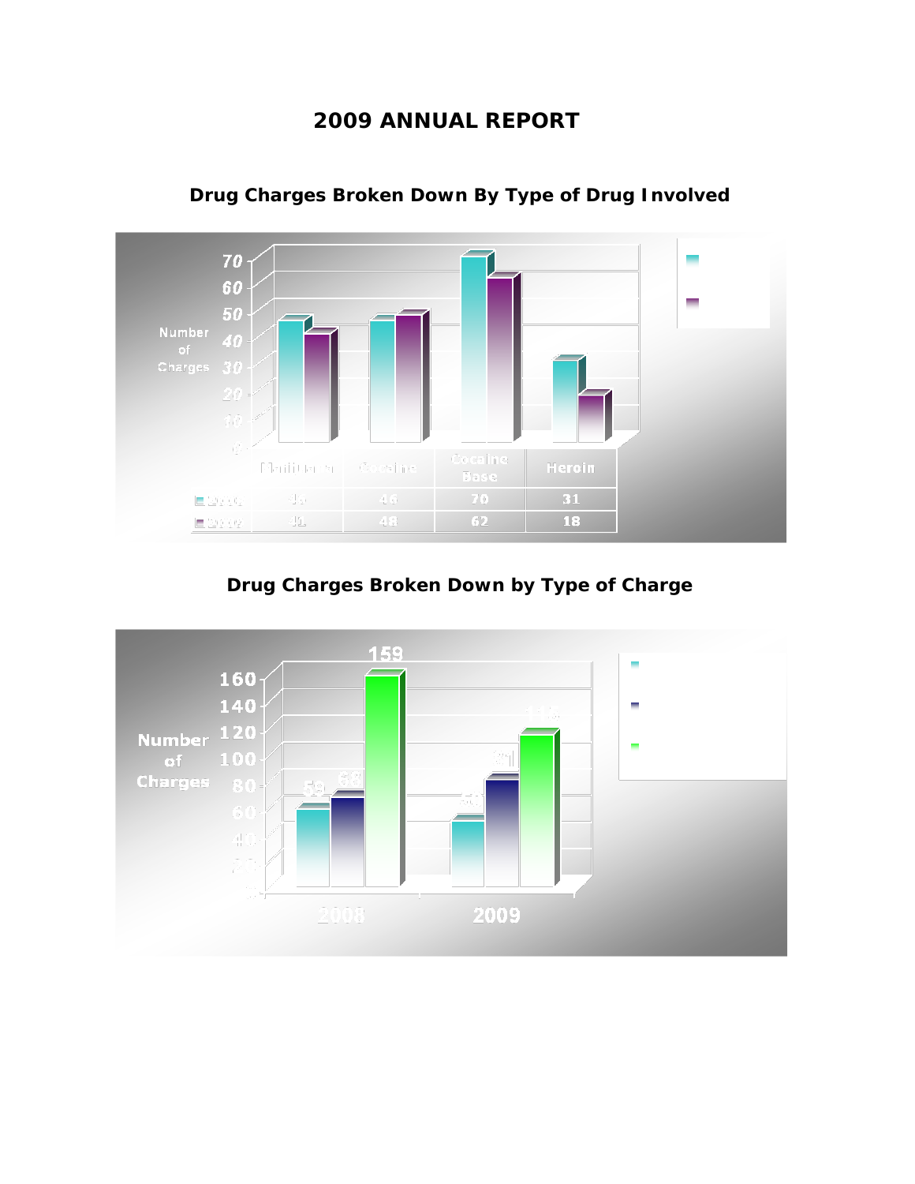# 2009 ANNUAL REPORT

## Drug Charges Broken Down By Type of Drug Involved

| | Marijuana | Cocaine | Cocaine Base | Heroin |
|---|---|---|---|---|
| 2008 | 46 | 46 | 70 | 31 |
| 2009 | 41 | 48 | 62 | 18 |

## Drug Charges Broken Down by Type of Charge

| | 2008 | 2009 |
|---|---|---|
| | 59 | 50 |
| | 68 | 81 |
| | 159 | 115 |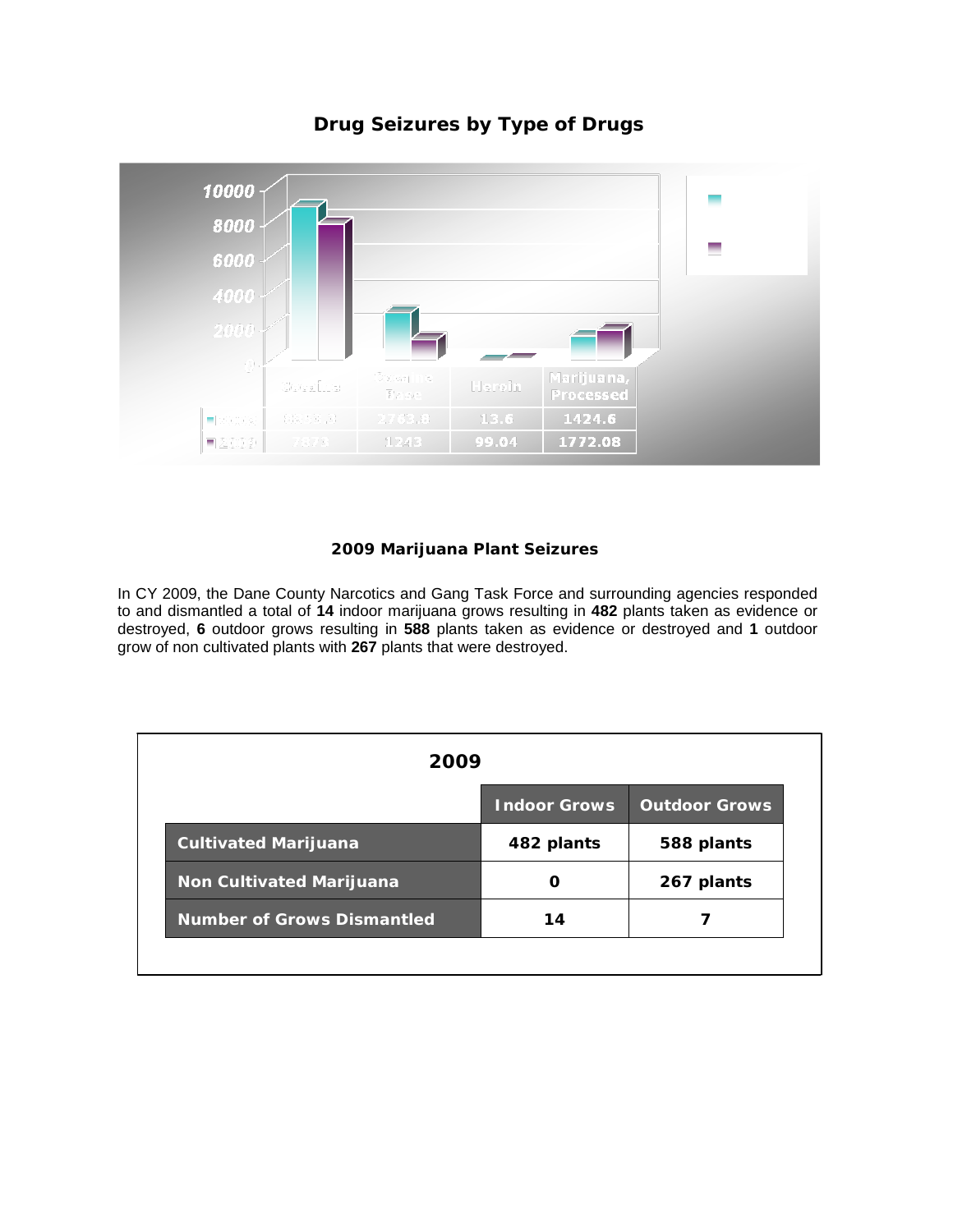## Drug Seizures by Type of Drugs

| | Cocaine | Cocaine Base | Heroin | Marijuana, Processed |
|---|---|---|---|---|
| 2008 | 8853.8 | 2763.8 | 13.6 | 1424.6 |
| 2009 | 7870 | 1243 | 99.04 | 1772.08 |

### 2009 Marijuana Plant Seizures

In CY 2009, the Dane County Narcotics and Gang Task Force and surrounding agencies responded to and dismantled a total of **14** indoor marijuana grows resulting in **482** plants taken as evidence or destroyed, **6** outdoor grows resulting in **588** plants taken as evidence or destroyed and **1** outdoor grow of non cultivated plants with **267** plants that were destroyed.

**2009**

| | Indoor Grows | Outdoor Grows |
|---|---|---|
| **Cultivated Marijuana** | 482 plants | 588 plants |
| **Non Cultivated Marijuana** | 0 | 267 plants |
| **Number of Grows Dismantled** | 14 | 7 |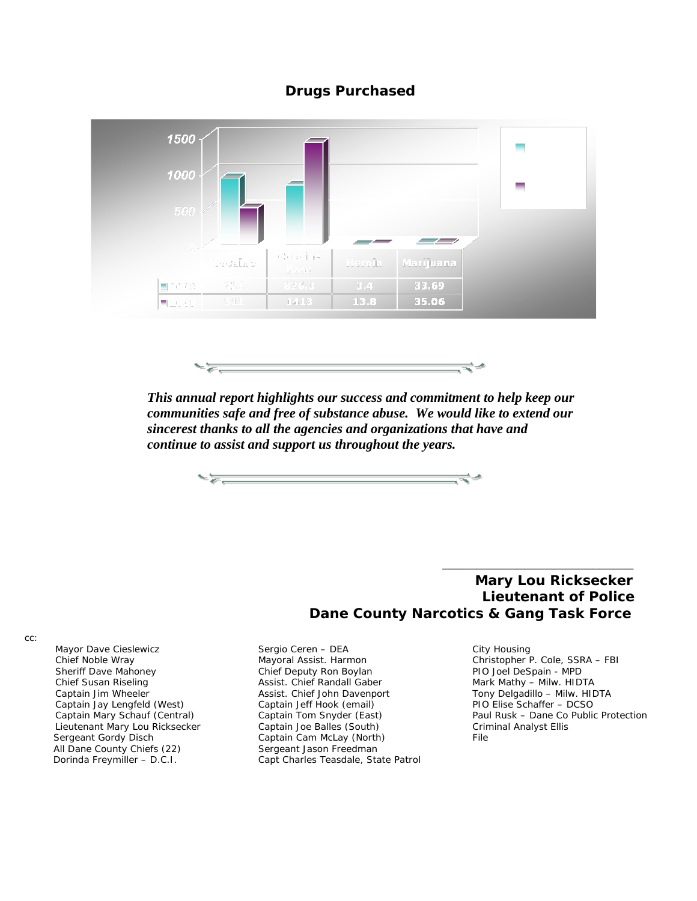## Drugs Purchased

1500

1000

500

0

Cocaine

Cocaine-Base

Heroin

Marijuana

951 826.3 3.4 33.69

511 1413 13.8 35.06

***This annual report highlights our success and commitment to help keep our communities safe and free of substance abuse. We would like to extend our sincerest thanks to all the agencies and organizations that have and continue to assist and support us throughout the years.***

**Mary Lou Ricksecker**
**Lieutenant of Police**
**Dane County Narcotics & Gang Task Force**

cc:

Mayor Dave Cieslewicz
Chief Noble Wray
Sheriff Dave Mahoney
Chief Susan Riseling
Captain Jim Wheeler
Captain Jay Lengfeld (West)
Captain Mary Schauf (Central)
Lieutenant Mary Lou Ricksecker
Sergeant Gordy Disch
All Dane County Chiefs (22)
Dorinda Freymiller – D.C.I.

Sergio Ceren – DEA
Mayoral Assist. Harmon
Chief Deputy Ron Boylan
Assist. Chief Randall Gaber
Assist. Chief John Davenport
Captain Jeff Hook (email)
Captain Tom Snyder (East)
Captain Joe Balles (South)
Captain Cam McLay (North)
Sergeant Jason Freedman
Capt Charles Teasdale, State Patrol

City Housing
Christopher P. Cole, SSRA – FBI
PIO Joel DeSpain - MPD
Mark Mathy – Milw. HIDTA
Tony Delgadillo – Milw. HIDTA
PIO Elise Schaffer – DCSO
Paul Rusk – Dane Co Public Protection
Criminal Analyst Ellis
File